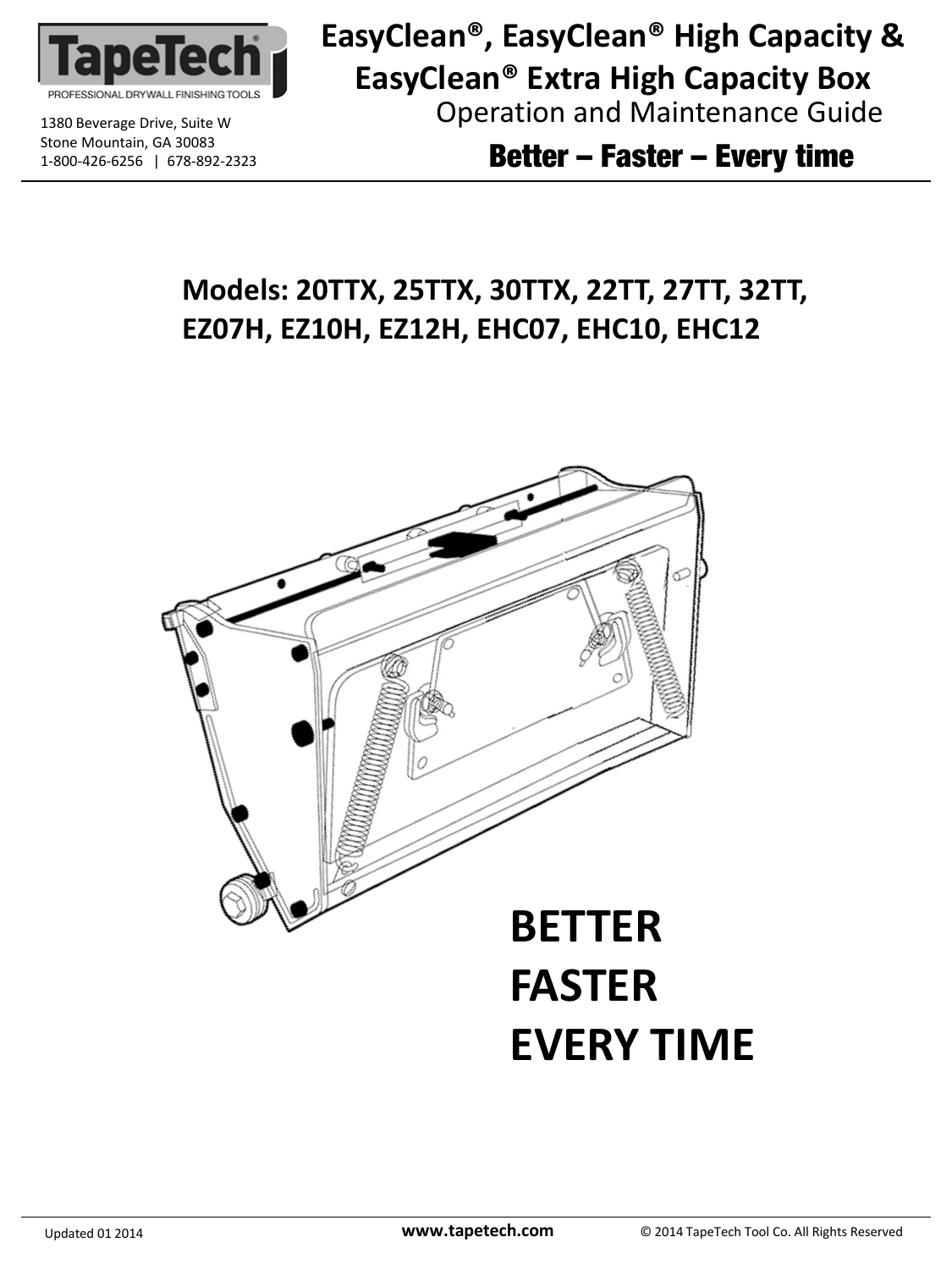TapeTech
PROFESSIONAL DRYWALL FINISHING TOOLS

1380 Beverage Drive, Suite W
Stone Mountain, GA 30083
1-800-426-6256 | 678-892-2323

# EasyClean®, EasyClean® High Capacity & EasyClean® Extra High Capacity Box

## Operation and Maintenance Guide

**Better – Faster – Every time**

## Models: 20TTX, 25TTX, 30TTX, 22TT, 27TT, 32TT, EZ07H, EZ10H, EZ12H, EHC07, EHC10, EHC12

# BETTER
# FASTER
# EVERY TIME

Updated 01 2014 | **www.tapetech.com** | © 2014 TapeTech Tool Co. All Rights Reserved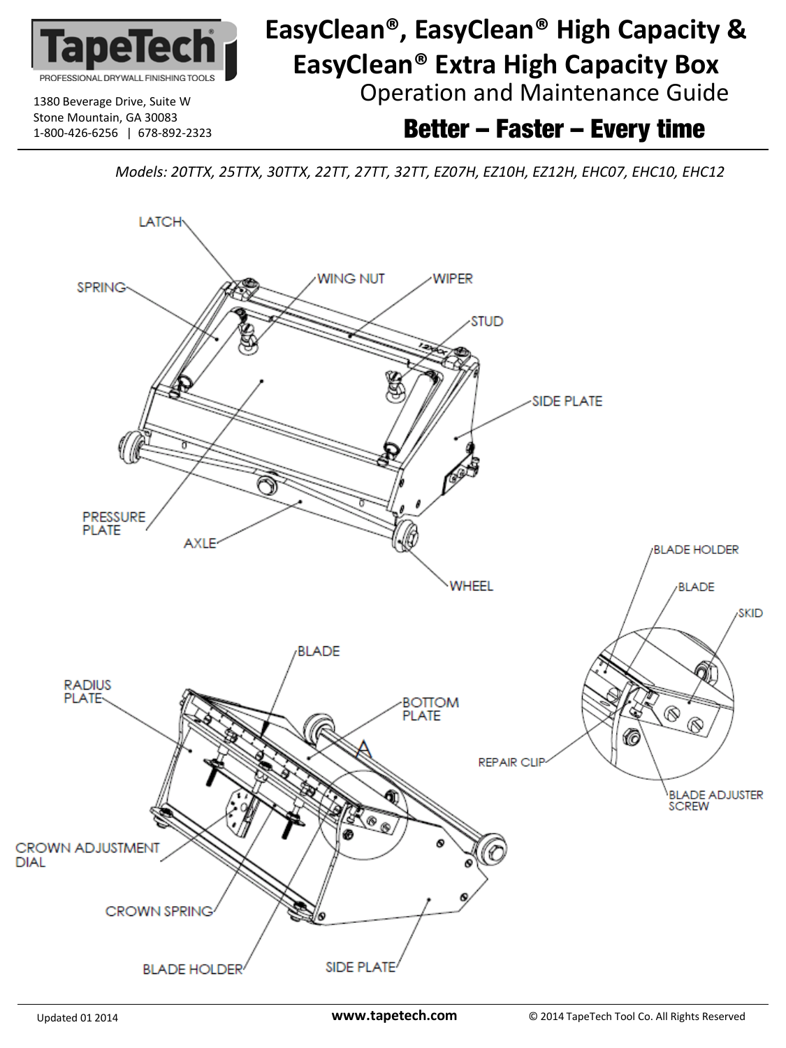# EasyClean®, EasyClean® High Capacity & EasyClean® Extra High Capacity Box

## Operation and Maintenance Guide

**Better – Faster – Every time**

1380 Beverage Drive, Suite W
Stone Mountain, GA 30083
1-800-426-6256 | 678-892-2323

*Models: 20TTX, 25TTX, 30TTX, 22TT, 27TT, 32TT, EZ07H, EZ10H, EZ12H, EHC07, EHC10, EHC12*

LATCH

SPRING

WING NUT

WIPER

STUD

SIDE PLATE

PRESSURE PLATE

AXLE

WHEEL

BLADE HOLDER

BLADE

SKID

REPAIR CLIP

BLADE ADJUSTER SCREW

BLADE

RADIUS PLATE

BOTTOM PLATE

A

CROWN ADJUSTMENT DIAL

CROWN SPRING

BLADE HOLDER

SIDE PLATE

Updated 01 2014

**www.tapetech.com**

© 2014 TapeTech Tool Co. All Rights Reserved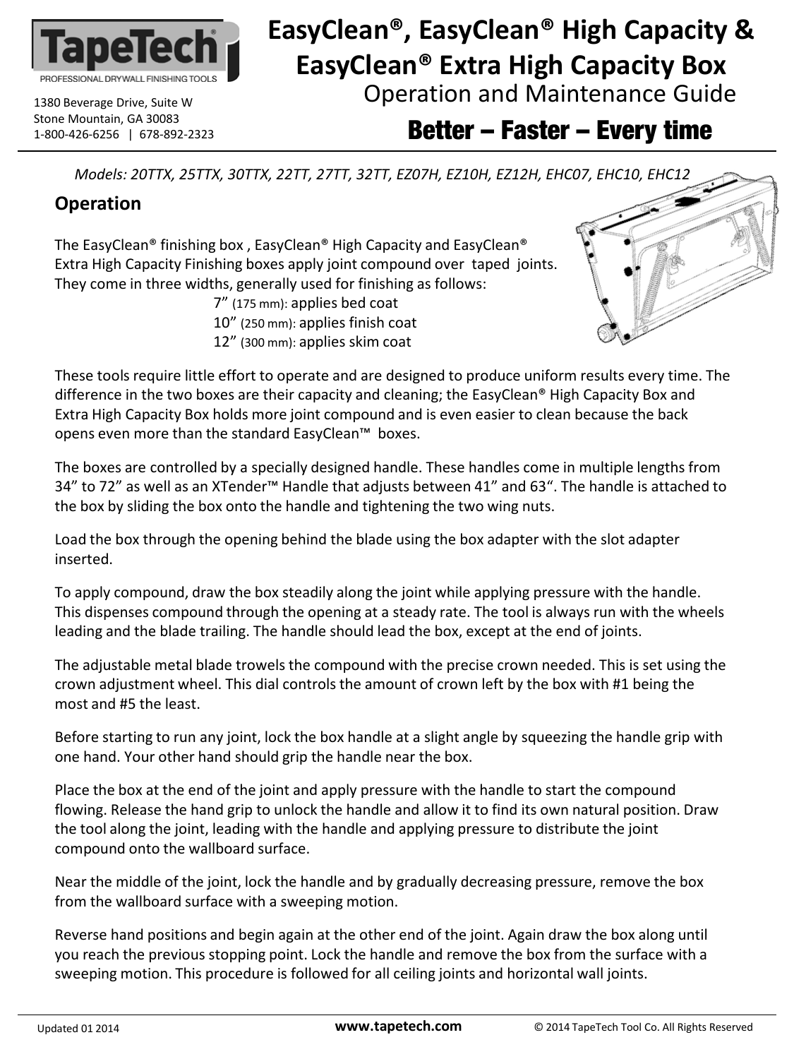# EasyClean®, EasyClean® High Capacity & EasyClean® Extra High Capacity Box

Operation and Maintenance Guide

**Better – Faster – Every time**

1380 Beverage Drive, Suite W
Stone Mountain, GA 30083
1-800-426-6256 | 678-892-2323

*Models: 20TTX, 25TTX, 30TTX, 22TT, 27TT, 32TT, EZ07H, EZ10H, EZ12H, EHC07, EHC10, EHC12*

## Operation

The EasyClean® finishing box , EasyClean® High Capacity and EasyClean® Extra High Capacity Finishing boxes apply joint compound over taped joints. They come in three widths, generally used for finishing as follows:

7” (175 mm): applies bed coat
10” (250 mm): applies finish coat
12” (300 mm): applies skim coat

These tools require little effort to operate and are designed to produce uniform results every time. The difference in the two boxes are their capacity and cleaning; the EasyClean® High Capacity Box and Extra High Capacity Box holds more joint compound and is even easier to clean because the back opens even more than the standard EasyClean™ boxes.

The boxes are controlled by a specially designed handle. These handles come in multiple lengths from 34” to 72” as well as an XTender™ Handle that adjusts between 41” and 63“. The handle is attached to the box by sliding the box onto the handle and tightening the two wing nuts.

Load the box through the opening behind the blade using the box adapter with the slot adapter inserted.

To apply compound, draw the box steadily along the joint while applying pressure with the handle. This dispenses compound through the opening at a steady rate. The tool is always run with the wheels leading and the blade trailing. The handle should lead the box, except at the end of joints.

The adjustable metal blade trowels the compound with the precise crown needed. This is set using the crown adjustment wheel. This dial controls the amount of crown left by the box with #1 being the most and #5 the least.

Before starting to run any joint, lock the box handle at a slight angle by squeezing the handle grip with one hand. Your other hand should grip the handle near the box.

Place the box at the end of the joint and apply pressure with the handle to start the compound flowing. Release the hand grip to unlock the handle and allow it to find its own natural position. Draw the tool along the joint, leading with the handle and applying pressure to distribute the joint compound onto the wallboard surface.

Near the middle of the joint, lock the handle and by gradually decreasing pressure, remove the box from the wallboard surface with a sweeping motion.

Reverse hand positions and begin again at the other end of the joint. Again draw the box along until you reach the previous stopping point. Lock the handle and remove the box from the surface with a sweeping motion. This procedure is followed for all ceiling joints and horizontal wall joints.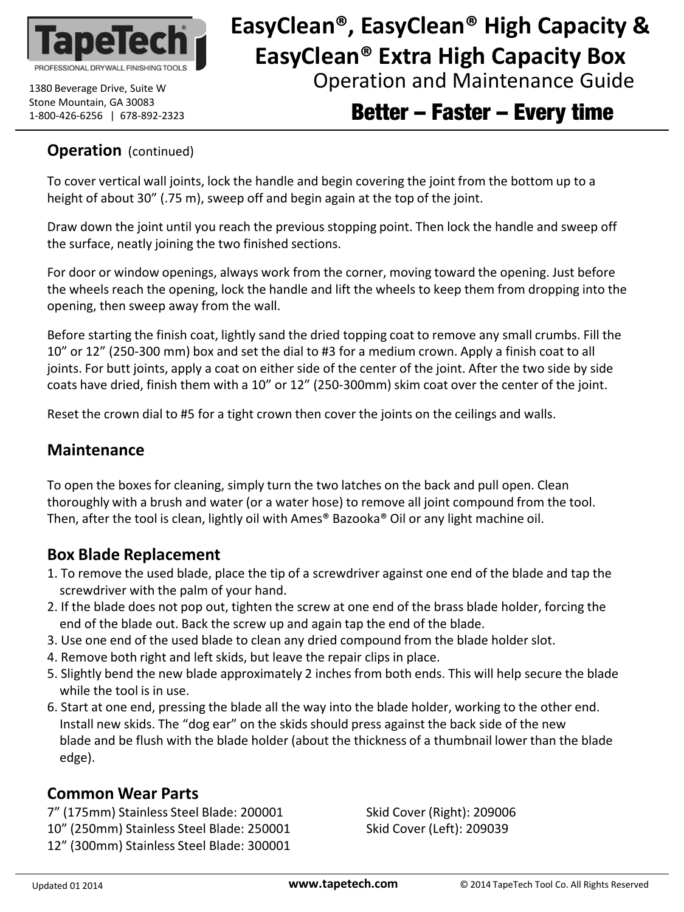## Operation (continued)

To cover vertical wall joints, lock the handle and begin covering the joint from the bottom up to a height of about 30” (.75 m), sweep off and begin again at the top of the joint.

Draw down the joint until you reach the previous stopping point. Then lock the handle and sweep off the surface, neatly joining the two finished sections.

For door or window openings, always work from the corner, moving toward the opening. Just before the wheels reach the opening, lock the handle and lift the wheels to keep them from dropping into the opening, then sweep away from the wall.

Before starting the finish coat, lightly sand the dried topping coat to remove any small crumbs. Fill the 10” or 12” (250-300 mm) box and set the dial to #3 for a medium crown. Apply a finish coat to all joints. For butt joints, apply a coat on either side of the center of the joint. After the two side by side coats have dried, finish them with a 10” or 12” (250-300mm) skim coat over the center of the joint.

Reset the crown dial to #5 for a tight crown then cover the joints on the ceilings and walls.

## Maintenance

To open the boxes for cleaning, simply turn the two latches on the back and pull open. Clean thoroughly with a brush and water (or a water hose) to remove all joint compound from the tool. Then, after the tool is clean, lightly oil with Ames® Bazooka® Oil or any light machine oil.

## Box Blade Replacement

1. To remove the used blade, place the tip of a screwdriver against one end of the blade and tap the screwdriver with the palm of your hand.
2. If the blade does not pop out, tighten the screw at one end of the brass blade holder, forcing the end of the blade out. Back the screw up and again tap the end of the blade.
3. Use one end of the used blade to clean any dried compound from the blade holder slot.
4. Remove both right and left skids, but leave the repair clips in place.
5. Slightly bend the new blade approximately 2 inches from both ends. This will help secure the blade while the tool is in use.
6. Start at one end, pressing the blade all the way into the blade holder, working to the other end. Install new skids. The “dog ear” on the skids should press against the back side of the new blade and be flush with the blade holder (about the thickness of a thumbnail lower than the blade edge).

## Common Wear Parts

7” (175mm) Stainless Steel Blade: 200001
10” (250mm) Stainless Steel Blade: 250001
12” (300mm) Stainless Steel Blade: 300001

Skid Cover (Right): 209006
Skid Cover (Left): 209039